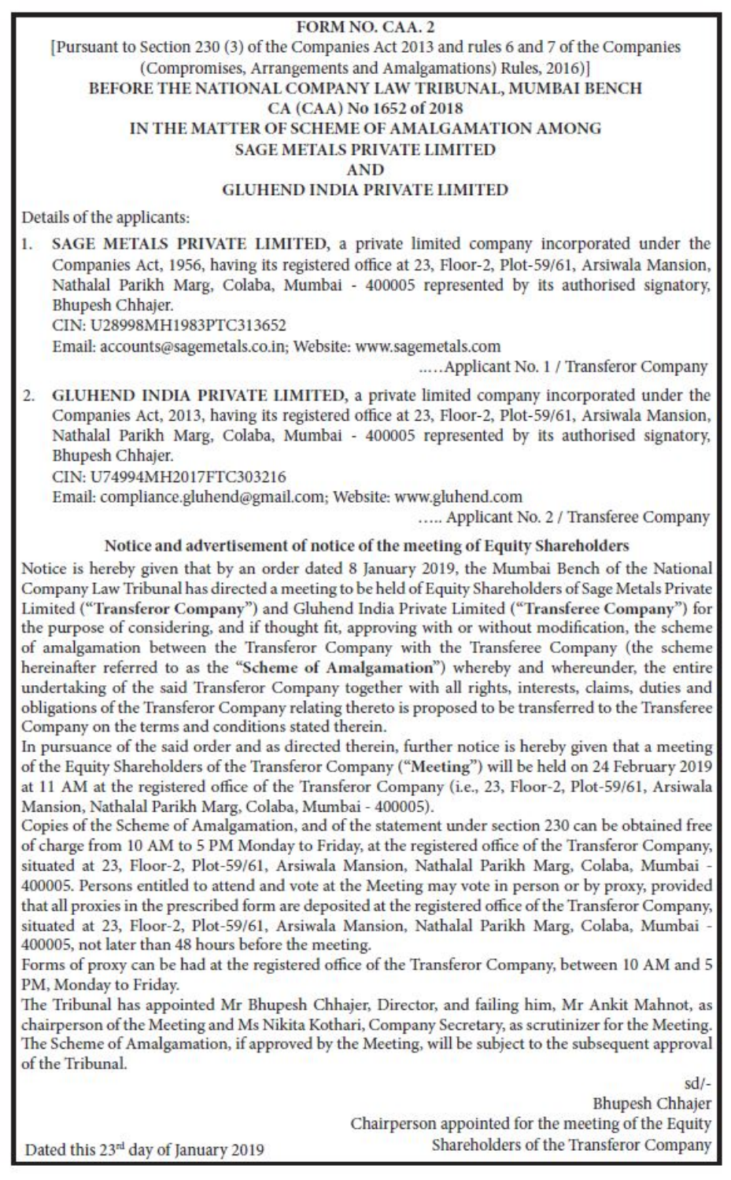# FORM NO. CAA. 2

[Pursuant to Section 230 (3) of the Companies Act 2013 and rules 6 and 7 of the Companies (Compromises, Arrangements and Amalgamations) Rules, 2016)]

## BEFORE THE NATIONAL COMPANY LAW TRIBUNAL, MUMBAI BENCH

## CA (CAA) No 1652 of 2018

## IN THE MATTER OF SCHEME OF AMALGAMATION AMONG SAGE METALS PRIVATE LIMITED AND GLUHEND INDIA PRIVATE LIMITED

Details of the applicants:

1. **SAGE METALS PRIVATE LIMITED**, a private limited company incorporated under the Companies Act, 1956, having its registered office at 23, Floor-2, Plot-59/61, Arsiwala Mansion, Nathalal Parikh Marg, Colaba, Mumbai - 400005 represented by its authorised signatory, Bhupesh Chhajer.
   CIN: U28998MH1983PTC313652
   Email: accounts@sagemetals.co.in; Website: www.sagemetals.com
   .....Applicant No. 1 / Transferor Company

2. **GLUHEND INDIA PRIVATE LIMITED**, a private limited company incorporated under the Companies Act, 2013, having its registered office at 23, Floor-2, Plot-59/61, Arsiwala Mansion, Nathalal Parikh Marg, Colaba, Mumbai - 400005 represented by its authorised signatory, Bhupesh Chhajer.
   CIN: U74994MH2017FTC303216
   Email: compliance.gluhend@gmail.com; Website: www.gluhend.com
   ..... Applicant No. 2 / Transferee Company

### Notice and advertisement of notice of the meeting of Equity Shareholders

Notice is hereby given that by an order dated 8 January 2019, the Mumbai Bench of the National Company Law Tribunal has directed a meeting to be held of Equity Shareholders of Sage Metals Private Limited ("**Transferor Company**") and Gluhend India Private Limited ("**Transferee Company**") for the purpose of considering, and if thought fit, approving with or without modification, the scheme of amalgamation between the Transferor Company with the Transferee Company (the scheme hereinafter referred to as the "**Scheme of Amalgamation**") whereby and whereunder, the entire undertaking of the said Transferor Company together with all rights, interests, claims, duties and obligations of the Transferor Company relating thereto is proposed to be transferred to the Transferee Company on the terms and conditions stated therein.

In pursuance of the said order and as directed therein, further notice is hereby given that a meeting of the Equity Shareholders of the Transferor Company ("**Meeting**") will be held on 24 February 2019 at 11 AM at the registered office of the Transferor Company (i.e., 23, Floor-2, Plot-59/61, Arsiwala Mansion, Nathalal Parikh Marg, Colaba, Mumbai - 400005).

Copies of the Scheme of Amalgamation, and of the statement under section 230 can be obtained free of charge from 10 AM to 5 PM Monday to Friday, at the registered office of the Transferor Company, situated at 23, Floor-2, Plot-59/61, Arsiwala Mansion, Nathalal Parikh Marg, Colaba, Mumbai - 400005. Persons entitled to attend and vote at the Meeting may vote in person or by proxy, provided that all proxies in the prescribed form are deposited at the registered office of the Transferor Company, situated at 23, Floor-2, Plot-59/61, Arsiwala Mansion, Nathalal Parikh Marg, Colaba, Mumbai - 400005, not later than 48 hours before the meeting.

Forms of proxy can be had at the registered office of the Transferor Company, between 10 AM and 5 PM, Monday to Friday.

The Tribunal has appointed Mr Bhupesh Chhajer, Director, and failing him, Mr Ankit Mahnot, as chairperson of the Meeting and Ms Nikita Kothari, Company Secretary, as scrutinizer for the Meeting. The Scheme of Amalgamation, if approved by the Meeting, will be subject to the subsequent approval of the Tribunal.

sd/-
Bhupesh Chhajer
Chairperson appointed for the meeting of the Equity Shareholders of the Transferor Company

Dated this 23rd day of January 2019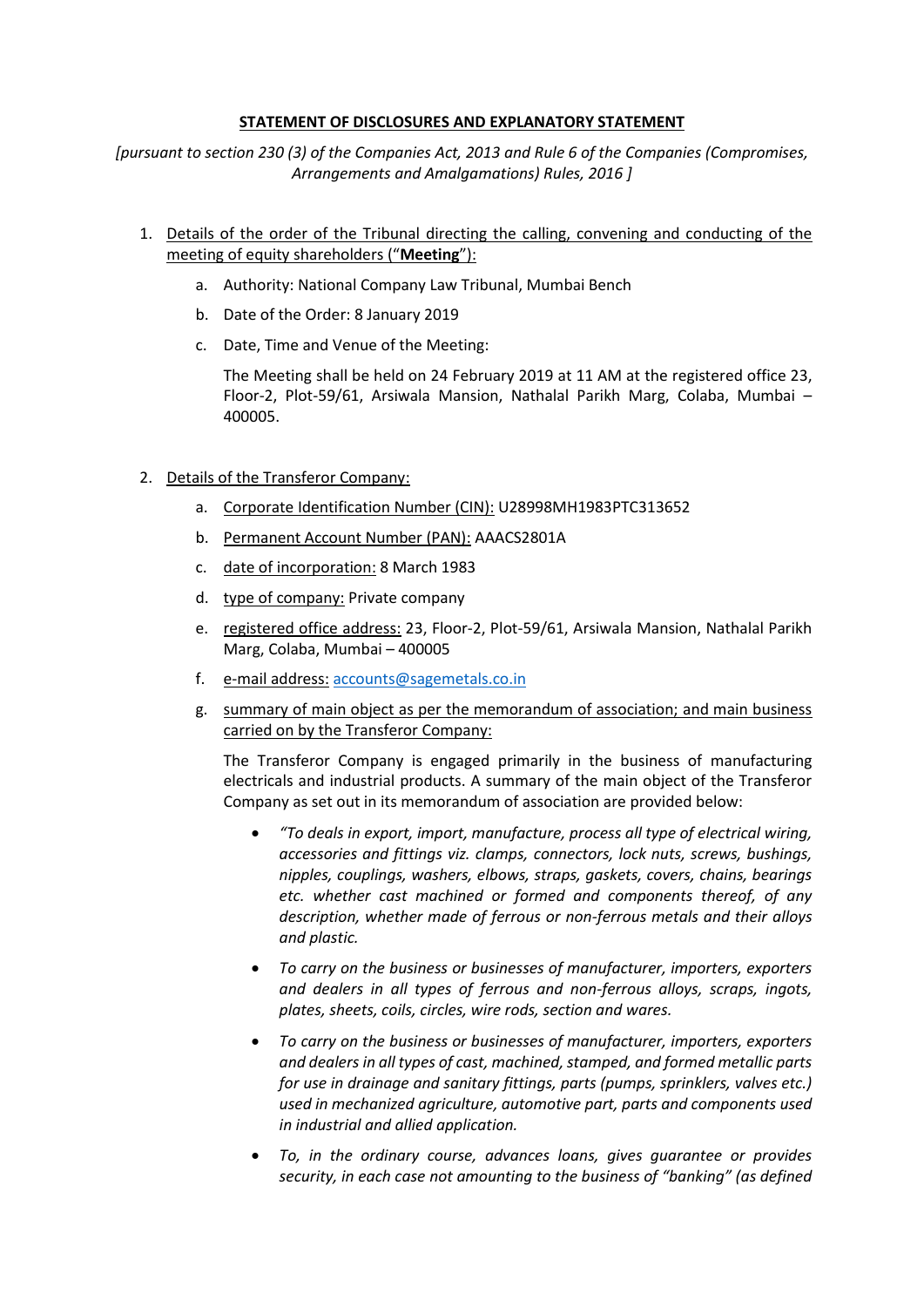**STATEMENT OF DISCLOSURES AND EXPLANATORY STATEMENT**

*[pursuant to section 230 (3) of the Companies Act, 2013 and Rule 6 of the Companies (Compromises, Arrangements and Amalgamations) Rules, 2016 ]*

1. Details of the order of the Tribunal directing the calling, convening and conducting of the meeting of equity shareholders ("**Meeting**"):

    a. Authority: National Company Law Tribunal, Mumbai Bench

    b. Date of the Order: 8 January 2019

    c. Date, Time and Venue of the Meeting:

    The Meeting shall be held on 24 February 2019 at 11 AM at the registered office 23, Floor-2, Plot-59/61, Arsiwala Mansion, Nathalal Parikh Marg, Colaba, Mumbai – 400005.

2. Details of the Transferor Company:

    a. Corporate Identification Number (CIN): U28998MH1983PTC313652

    b. Permanent Account Number (PAN): AAACS2801A

    c. date of incorporation: 8 March 1983

    d. type of company: Private company

    e. registered office address: 23, Floor-2, Plot-59/61, Arsiwala Mansion, Nathalal Parikh Marg, Colaba, Mumbai – 400005

    f. e-mail address: accounts@sagemetals.co.in

    g. summary of main object as per the memorandum of association; and main business carried on by the Transferor Company:

    The Transferor Company is engaged primarily in the business of manufacturing electricals and industrial products. A summary of the main object of the Transferor Company as set out in its memorandum of association are provided below:

    - *"To deals in export, import, manufacture, process all type of electrical wiring, accessories and fittings viz. clamps, connectors, lock nuts, screws, bushings, nipples, couplings, washers, elbows, straps, gaskets, covers, chains, bearings etc. whether cast machined or formed and components thereof, of any description, whether made of ferrous or non-ferrous metals and their alloys and plastic.*

    - *To carry on the business or businesses of manufacturer, importers, exporters and dealers in all types of ferrous and non-ferrous alloys, scraps, ingots, plates, sheets, coils, circles, wire rods, section and wares.*

    - *To carry on the business or businesses of manufacturer, importers, exporters and dealers in all types of cast, machined, stamped, and formed metallic parts for use in drainage and sanitary fittings, parts (pumps, sprinklers, valves etc.) used in mechanized agriculture, automotive part, parts and components used in industrial and allied application.*

    - *To, in the ordinary course, advances loans, gives guarantee or provides security, in each case not amounting to the business of "banking" (as defined*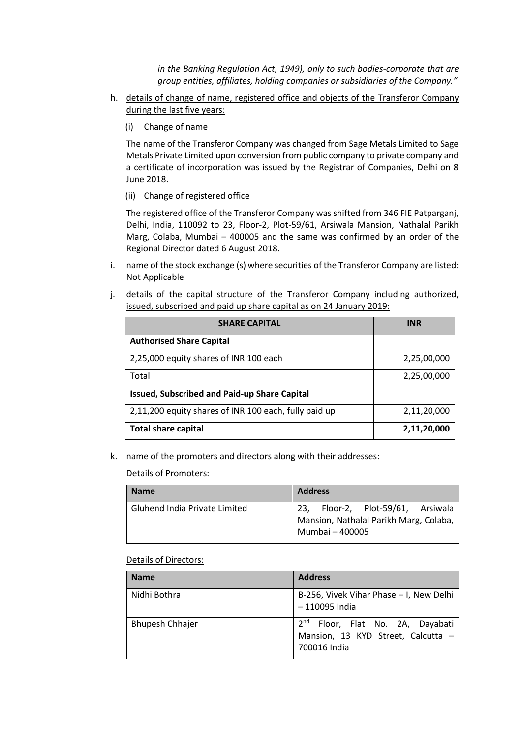*in the Banking Regulation Act, 1949), only to such bodies-corporate that are group entities, affiliates, holding companies or subsidiaries of the Company."*

h. details of change of name, registered office and objects of the Transferor Company during the last five years:

   (i) Change of name

   The name of the Transferor Company was changed from Sage Metals Limited to Sage Metals Private Limited upon conversion from public company to private company and a certificate of incorporation was issued by the Registrar of Companies, Delhi on 8 June 2018.

   (ii) Change of registered office

   The registered office of the Transferor Company was shifted from 346 FIE Patparganj, Delhi, India, 110092 to 23, Floor-2, Plot-59/61, Arsiwala Mansion, Nathalal Parikh Marg, Colaba, Mumbai – 400005 and the same was confirmed by an order of the Regional Director dated 6 August 2018.

i. name of the stock exchange (s) where securities of the Transferor Company are listed: Not Applicable

j. details of the capital structure of the Transferor Company including authorized, issued, subscribed and paid up share capital as on 24 January 2019:

| SHARE CAPITAL | INR |
|---|---|
| **Authorised Share Capital** | |
| 2,25,000 equity shares of INR 100 each | 2,25,00,000 |
| Total | 2,25,00,000 |
| **Issued, Subscribed and Paid-up Share Capital** | |
| 2,11,200 equity shares of INR 100 each, fully paid up | 2,11,20,000 |
| **Total share capital** | **2,11,20,000** |

k. name of the promoters and directors along with their addresses:

   Details of Promoters:

| Name | Address |
|---|---|
| Gluhend India Private Limited | 23, Floor-2, Plot-59/61, Arsiwala Mansion, Nathalal Parikh Marg, Colaba, Mumbai – 400005 |

   Details of Directors:

| Name | Address |
|---|---|
| Nidhi Bothra | B-256, Vivek Vihar Phase – I, New Delhi – 110095 India |
| Bhupesh Chhajer | 2nd Floor, Flat No. 2A, Dayabati Mansion, 13 KYD Street, Calcutta – 700016 India |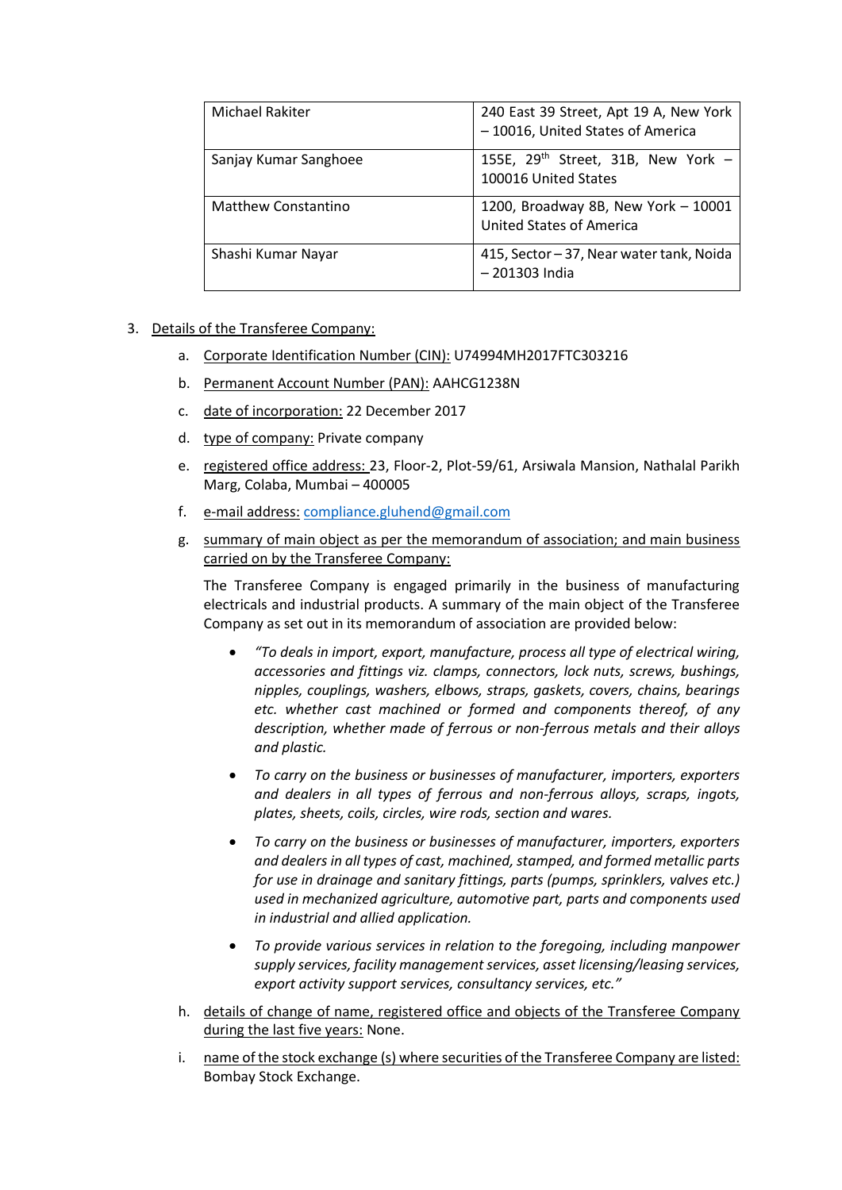| Michael Rakiter | 240 East 39 Street, Apt 19 A, New York – 10016, United States of America |
|---|---|
| Sanjay Kumar Sanghoee | 155E, 29th Street, 31B, New York – 100016 United States |
| Matthew Constantino | 1200, Broadway 8B, New York – 10001 United States of America |
| Shashi Kumar Nayar | 415, Sector – 37, Near water tank, Noida – 201303 India |

3. Details of the Transferee Company:

   a. Corporate Identification Number (CIN): U74994MH2017FTC303216

   b. Permanent Account Number (PAN): AAHCG1238N

   c. date of incorporation: 22 December 2017

   d. type of company: Private company

   e. registered office address: 23, Floor-2, Plot-59/61, Arsiwala Mansion, Nathalal Parikh Marg, Colaba, Mumbai – 400005

   f. e-mail address: compliance.gluhend@gmail.com

   g. summary of main object as per the memorandum of association; and main business carried on by the Transferee Company:

      The Transferee Company is engaged primarily in the business of manufacturing electricals and industrial products. A summary of the main object of the Transferee Company as set out in its memorandum of association are provided below:

      - *"To deals in import, export, manufacture, process all type of electrical wiring, accessories and fittings viz. clamps, connectors, lock nuts, screws, bushings, nipples, couplings, washers, elbows, straps, gaskets, covers, chains, bearings etc. whether cast machined or formed and components thereof, of any description, whether made of ferrous or non-ferrous metals and their alloys and plastic.*

      - *To carry on the business or businesses of manufacturer, importers, exporters and dealers in all types of ferrous and non-ferrous alloys, scraps, ingots, plates, sheets, coils, circles, wire rods, section and wares.*

      - *To carry on the business or businesses of manufacturer, importers, exporters and dealers in all types of cast, machined, stamped, and formed metallic parts for use in drainage and sanitary fittings, parts (pumps, sprinklers, valves etc.) used in mechanized agriculture, automotive part, parts and components used in industrial and allied application.*

      - *To provide various services in relation to the foregoing, including manpower supply services, facility management services, asset licensing/leasing services, export activity support services, consultancy services, etc."*

   h. details of change of name, registered office and objects of the Transferee Company during the last five years: None.

   i. name of the stock exchange (s) where securities of the Transferee Company are listed: Bombay Stock Exchange.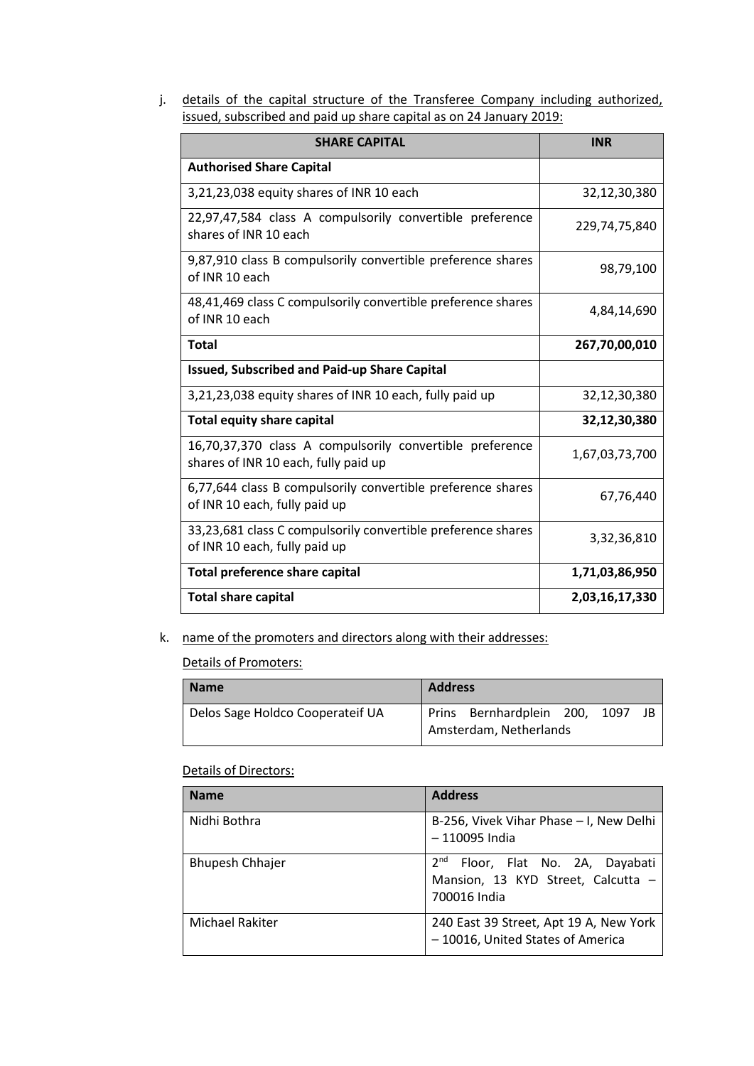j. <u>details of the capital structure of the Transferee Company including authorized, issued, subscribed and paid up share capital as on 24 January 2019:</u>

| SHARE CAPITAL | INR |
|---|---|
| **Authorised Share Capital** | |
| 3,21,23,038 equity shares of INR 10 each | 32,12,30,380 |
| 22,97,47,584 class A compulsorily convertible preference shares of INR 10 each | 229,74,75,840 |
| 9,87,910 class B compulsorily convertible preference shares of INR 10 each | 98,79,100 |
| 48,41,469 class C compulsorily convertible preference shares of INR 10 each | 4,84,14,690 |
| **Total** | **267,70,00,010** |
| **Issued, Subscribed and Paid-up Share Capital** | |
| 3,21,23,038 equity shares of INR 10 each, fully paid up | 32,12,30,380 |
| **Total equity share capital** | **32,12,30,380** |
| 16,70,37,370 class A compulsorily convertible preference shares of INR 10 each, fully paid up | 1,67,03,73,700 |
| 6,77,644 class B compulsorily convertible preference shares of INR 10 each, fully paid up | 67,76,440 |
| 33,23,681 class C compulsorily convertible preference shares of INR 10 each, fully paid up | 3,32,36,810 |
| **Total preference share capital** | **1,71,03,86,950** |
| **Total share capital** | **2,03,16,17,330** |

k. <u>name of the promoters and directors along with their addresses:</u>

<u>Details of Promoters:</u>

| Name | Address |
|---|---|
| Delos Sage Holdco Cooperateif UA | Prins Bernhardplein 200, 1097 JB Amsterdam, Netherlands |

<u>Details of Directors:</u>

| Name | Address |
|---|---|
| Nidhi Bothra | B-256, Vivek Vihar Phase – I, New Delhi – 110095 India |
| Bhupesh Chhajer | 2nd Floor, Flat No. 2A, Dayabati Mansion, 13 KYD Street, Calcutta – 700016 India |
| Michael Rakiter | 240 East 39 Street, Apt 19 A, New York – 10016, United States of America |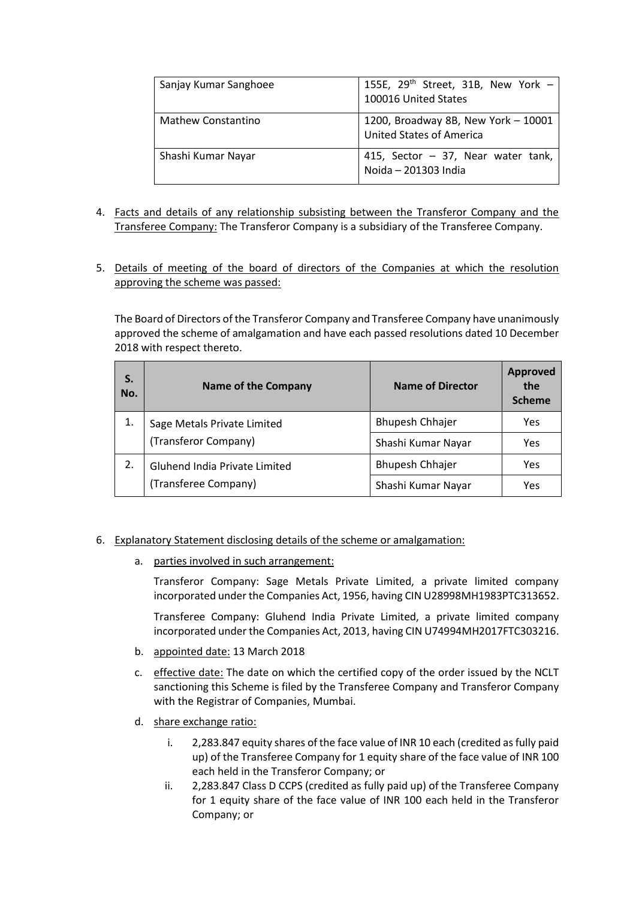| | |
|---|---|
| Sanjay Kumar Sanghoee | 155E, 29th Street, 31B, New York – 100016 United States |
| Mathew Constantino | 1200, Broadway 8B, New York – 10001 United States of America |
| Shashi Kumar Nayar | 415, Sector – 37, Near water tank, Noida – 201303 India |

4. Facts and details of any relationship subsisting between the Transferor Company and the Transferee Company: The Transferor Company is a subsidiary of the Transferee Company.

5. Details of meeting of the board of directors of the Companies at which the resolution approving the scheme was passed:

   The Board of Directors of the Transferor Company and Transferee Company have unanimously approved the scheme of amalgamation and have each passed resolutions dated 10 December 2018 with respect thereto.

| S. No. | Name of the Company | Name of Director | Approved the Scheme |
|---|---|---|---|
| 1. | Sage Metals Private Limited (Transferor Company) | Bhupesh Chhajer | Yes |
| | | Shashi Kumar Nayar | Yes |
| 2. | Gluhend India Private Limited (Transferee Company) | Bhupesh Chhajer | Yes |
| | | Shashi Kumar Nayar | Yes |

6. Explanatory Statement disclosing details of the scheme or amalgamation:

   a. parties involved in such arrangement:

      Transferor Company: Sage Metals Private Limited, a private limited company incorporated under the Companies Act, 1956, having CIN U28998MH1983PTC313652.

      Transferee Company: Gluhend India Private Limited, a private limited company incorporated under the Companies Act, 2013, having CIN U74994MH2017FTC303216.

   b. appointed date: 13 March 2018

   c. effective date: The date on which the certified copy of the order issued by the NCLT sanctioning this Scheme is filed by the Transferee Company and Transferor Company with the Registrar of Companies, Mumbai.

   d. share exchange ratio:

      i. 2,283.847 equity shares of the face value of INR 10 each (credited as fully paid up) of the Transferee Company for 1 equity share of the face value of INR 100 each held in the Transferor Company; or

      ii. 2,283.847 Class D CCPS (credited as fully paid up) of the Transferee Company for 1 equity share of the face value of INR 100 each held in the Transferor Company; or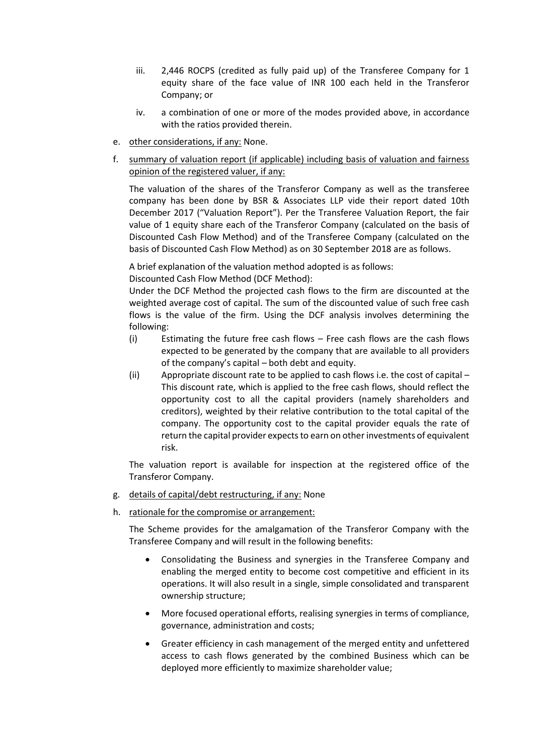iii. 2,446 ROCPS (credited as fully paid up) of the Transferee Company for 1 equity share of the face value of INR 100 each held in the Transferor Company; or

iv. a combination of one or more of the modes provided above, in accordance with the ratios provided therein.

e. <u>other considerations, if any:</u> None.

f. <u>summary of valuation report (if applicable) including basis of valuation and fairness opinion of the registered valuer, if any:</u>

The valuation of the shares of the Transferor Company as well as the transferee company has been done by BSR & Associates LLP vide their report dated 10th December 2017 ("Valuation Report"). Per the Transferee Valuation Report, the fair value of 1 equity share each of the Transferor Company (calculated on the basis of Discounted Cash Flow Method) and of the Transferee Company (calculated on the basis of Discounted Cash Flow Method) as on 30 September 2018 are as follows.

A brief explanation of the valuation method adopted is as follows:
Discounted Cash Flow Method (DCF Method):
Under the DCF Method the projected cash flows to the firm are discounted at the weighted average cost of capital. The sum of the discounted value of such free cash flows is the value of the firm. Using the DCF analysis involves determining the following:

(i) Estimating the future free cash flows – Free cash flows are the cash flows expected to be generated by the company that are available to all providers of the company's capital – both debt and equity.

(ii) Appropriate discount rate to be applied to cash flows i.e. the cost of capital – This discount rate, which is applied to the free cash flows, should reflect the opportunity cost to all the capital providers (namely shareholders and creditors), weighted by their relative contribution to the total capital of the company. The opportunity cost to the capital provider equals the rate of return the capital provider expects to earn on other investments of equivalent risk.

The valuation report is available for inspection at the registered office of the Transferor Company.

g. <u>details of capital/debt restructuring, if any:</u> None

h. <u>rationale for the compromise or arrangement:</u>

The Scheme provides for the amalgamation of the Transferor Company with the Transferee Company and will result in the following benefits:

- Consolidating the Business and synergies in the Transferee Company and enabling the merged entity to become cost competitive and efficient in its operations. It will also result in a single, simple consolidated and transparent ownership structure;
- More focused operational efforts, realising synergies in terms of compliance, governance, administration and costs;
- Greater efficiency in cash management of the merged entity and unfettered access to cash flows generated by the combined Business which can be deployed more efficiently to maximize shareholder value;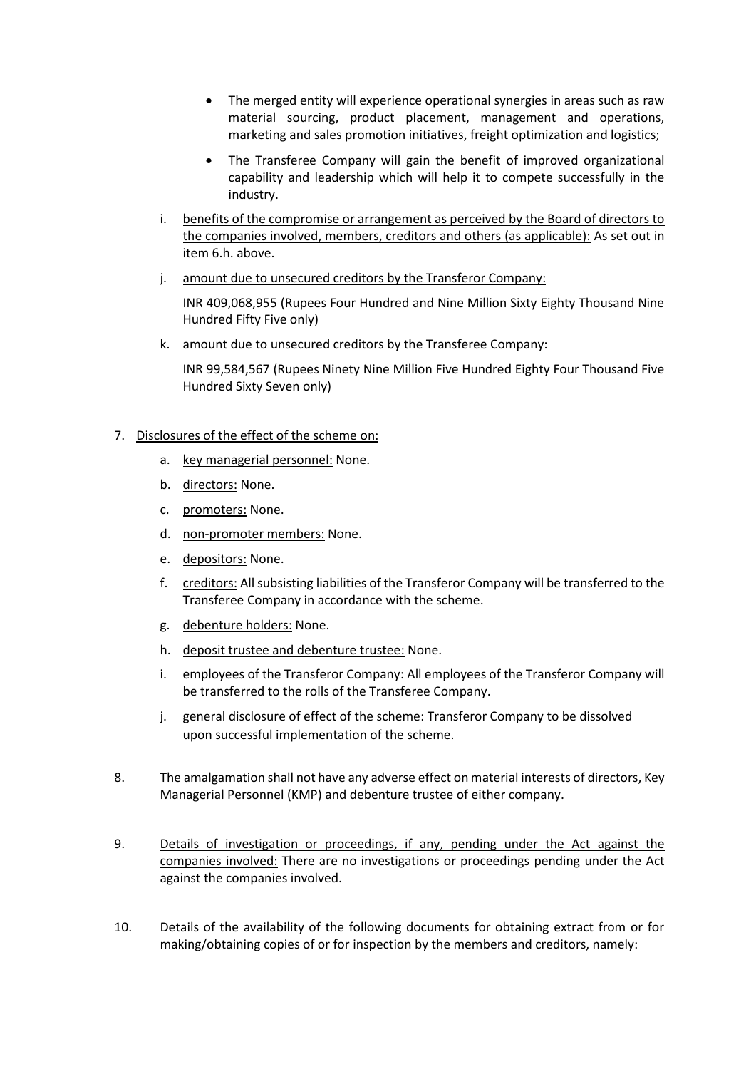- The merged entity will experience operational synergies in areas such as raw material sourcing, product placement, management and operations, marketing and sales promotion initiatives, freight optimization and logistics;
- The Transferee Company will gain the benefit of improved organizational capability and leadership which will help it to compete successfully in the industry.

i. benefits of the compromise or arrangement as perceived by the Board of directors to the companies involved, members, creditors and others (as applicable): As set out in item 6.h. above.

j. amount due to unsecured creditors by the Transferor Company:

INR 409,068,955 (Rupees Four Hundred and Nine Million Sixty Eighty Thousand Nine Hundred Fifty Five only)

k. amount due to unsecured creditors by the Transferee Company:

INR 99,584,567 (Rupees Ninety Nine Million Five Hundred Eighty Four Thousand Five Hundred Sixty Seven only)

7. Disclosures of the effect of the scheme on:

   a. key managerial personnel: None.

   b. directors: None.

   c. promoters: None.

   d. non-promoter members: None.

   e. depositors: None.

   f. creditors: All subsisting liabilities of the Transferor Company will be transferred to the Transferee Company in accordance with the scheme.

   g. debenture holders: None.

   h. deposit trustee and debenture trustee: None.

   i. employees of the Transferor Company: All employees of the Transferor Company will be transferred to the rolls of the Transferee Company.

   j. general disclosure of effect of the scheme: Transferor Company to be dissolved upon successful implementation of the scheme.

8. The amalgamation shall not have any adverse effect on material interests of directors, Key Managerial Personnel (KMP) and debenture trustee of either company.

9. Details of investigation or proceedings, if any, pending under the Act against the companies involved: There are no investigations or proceedings pending under the Act against the companies involved.

10. Details of the availability of the following documents for obtaining extract from or for making/obtaining copies of or for inspection by the members and creditors, namely: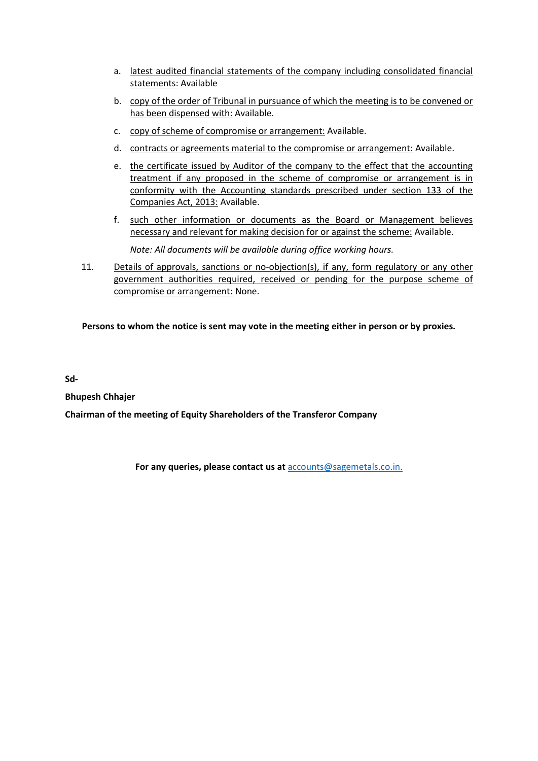a. latest audited financial statements of the company including consolidated financial statements: Available

b. copy of the order of Tribunal in pursuance of which the meeting is to be convened or has been dispensed with: Available.

c. copy of scheme of compromise or arrangement: Available.

d. contracts or agreements material to the compromise or arrangement: Available.

e. the certificate issued by Auditor of the company to the effect that the accounting treatment if any proposed in the scheme of compromise or arrangement is in conformity with the Accounting standards prescribed under section 133 of the Companies Act, 2013: Available.

f. such other information or documents as the Board or Management believes necessary and relevant for making decision for or against the scheme: Available.

*Note: All documents will be available during office working hours.*

11. Details of approvals, sanctions or no-objection(s), if any, form regulatory or any other government authorities required, received or pending for the purpose scheme of compromise or arrangement: None.

**Persons to whom the notice is sent may vote in the meeting either in person or by proxies.**

**Sd-**

**Bhupesh Chhajer**

**Chairman of the meeting of Equity Shareholders of the Transferor Company**

**For any queries, please contact us at** accounts@sagemetals.co.in.